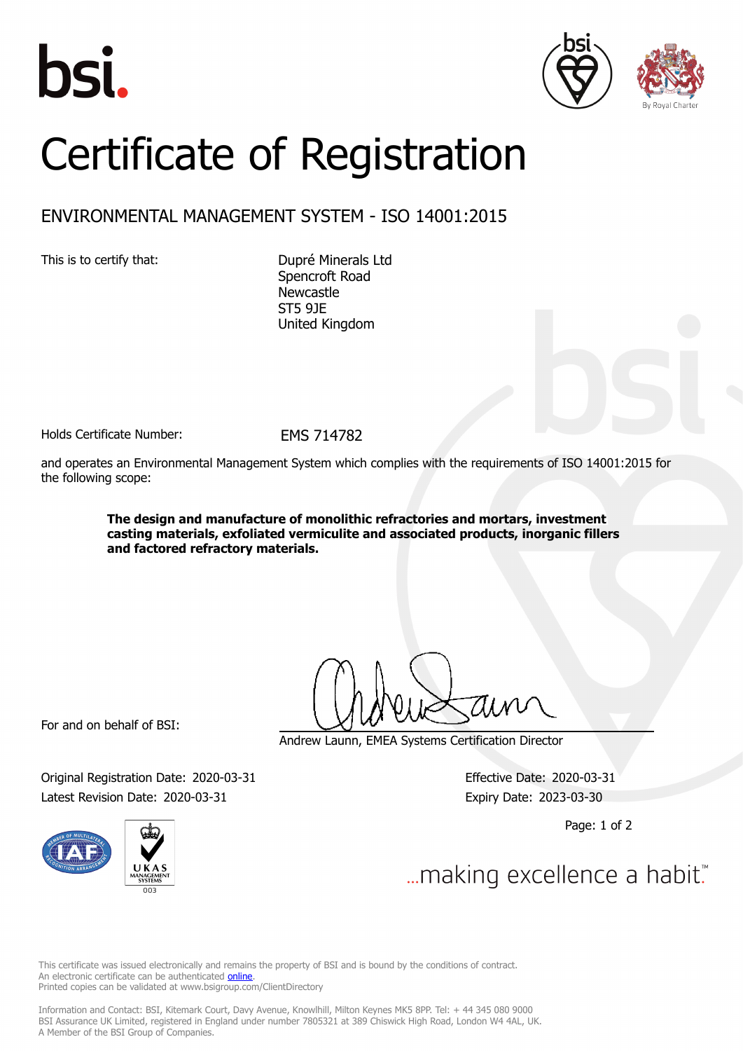# Certificate of Registration

## ENVIRONMENTAL MANAGEMENT SYSTEM - ISO 14001:2015

This is to certify that:

Dupré Minerals Ltd
Spencroft Road
Newcastle
ST5 9JE
United Kingdom

Holds Certificate Number: EMS 714782

and operates an Environmental Management System which complies with the requirements of ISO 14001:2015 for the following scope:

**The design and manufacture of monolithic refractories and mortars, investment casting materials, exfoliated vermiculite and associated products, inorganic fillers and factored refractory materials.**

For and on behalf of BSI:

Andrew Launn, EMEA Systems Certification Director

Original Registration Date: 2020-03-31
Latest Revision Date: 2020-03-31

Effective Date: 2020-03-31
Expiry Date: 2023-03-30

...making excellence a habit.™

This certificate was issued electronically and remains the property of BSI and is bound by the conditions of contract.
An electronic certificate can be authenticated online.
Printed copies can be validated at www.bsigroup.com/ClientDirectory

Information and Contact: BSI, Kitemark Court, Davy Avenue, Knowlhill, Milton Keynes MK5 8PP. Tel: + 44 345 080 9000
BSI Assurance UK Limited, registered in England under number 7805321 at 389 Chiswick High Road, London W4 4AL, UK.
A Member of the BSI Group of Companies.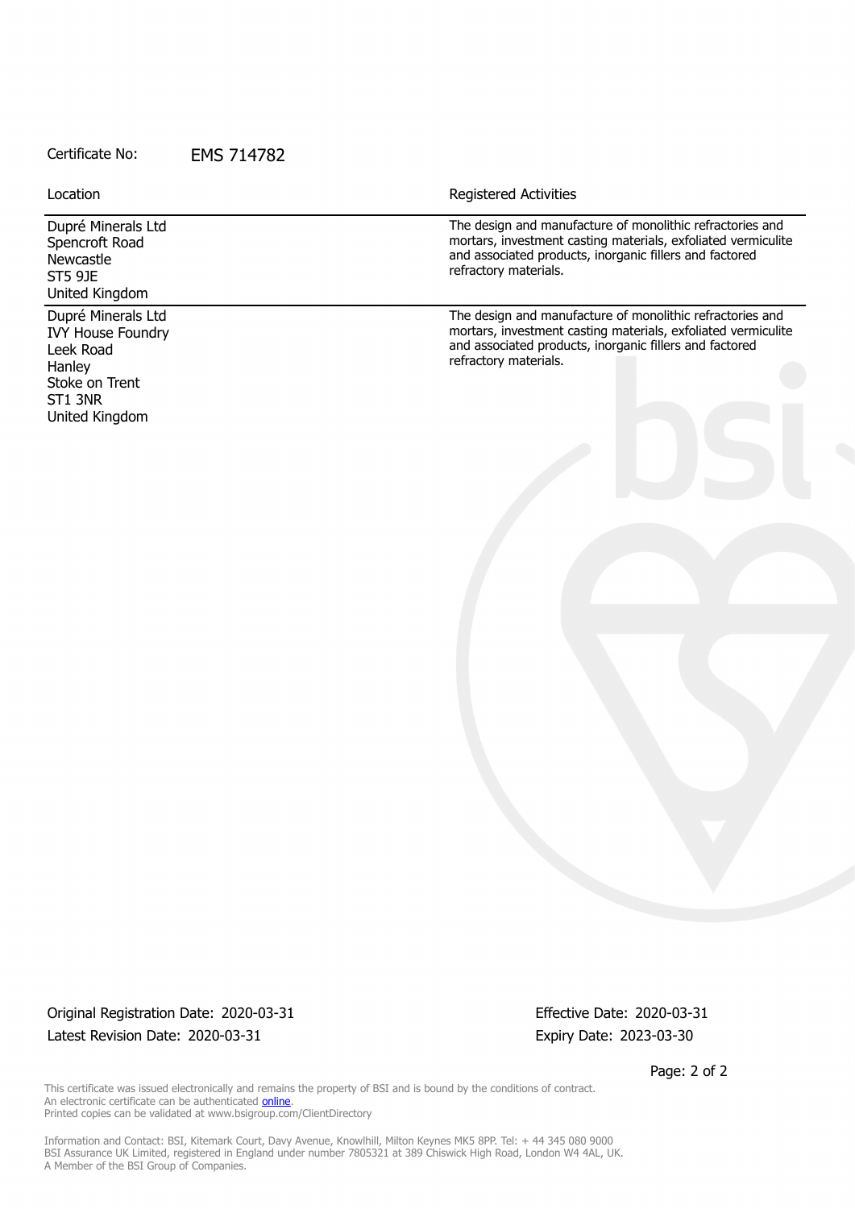Certificate No: EMS 714782

| Location | Registered Activities |
| --- | --- |
| Dupré Minerals Ltd<br>Spencroft Road<br>Newcastle<br>ST5 9JE<br>United Kingdom | The design and manufacture of monolithic refractories and mortars, investment casting materials, exfoliated vermiculite and associated products, inorganic fillers and factored refractory materials. |
| Dupré Minerals Ltd<br>IVY House Foundry<br>Leek Road<br>Hanley<br>Stoke on Trent<br>ST1 3NR<br>United Kingdom | The design and manufacture of monolithic refractories and mortars, investment casting materials, exfoliated vermiculite and associated products, inorganic fillers and factored refractory materials. |

Original Registration Date: 2020-03-31

Latest Revision Date: 2020-03-31

Effective Date: 2020-03-31

Expiry Date: 2023-03-30

This certificate was issued electronically and remains the property of BSI and is bound by the conditions of contract.
An electronic certificate can be authenticated online.
Printed copies can be validated at www.bsigroup.com/ClientDirectory

Information and Contact: BSI, Kitemark Court, Davy Avenue, Knowlhill, Milton Keynes MK5 8PP. Tel: + 44 345 080 9000
BSI Assurance UK Limited, registered in England under number 7805321 at 389 Chiswick High Road, London W4 4AL, UK.
A Member of the BSI Group of Companies.